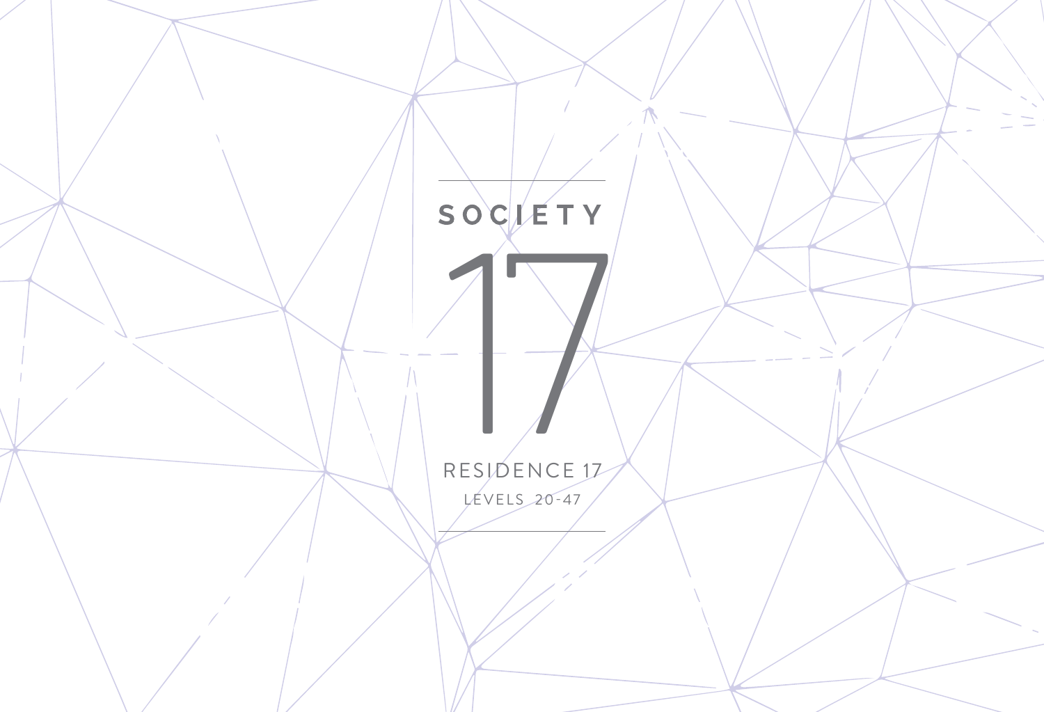# SOCIETY

# 17

## RESIDENCE 17

LEVELS 20-47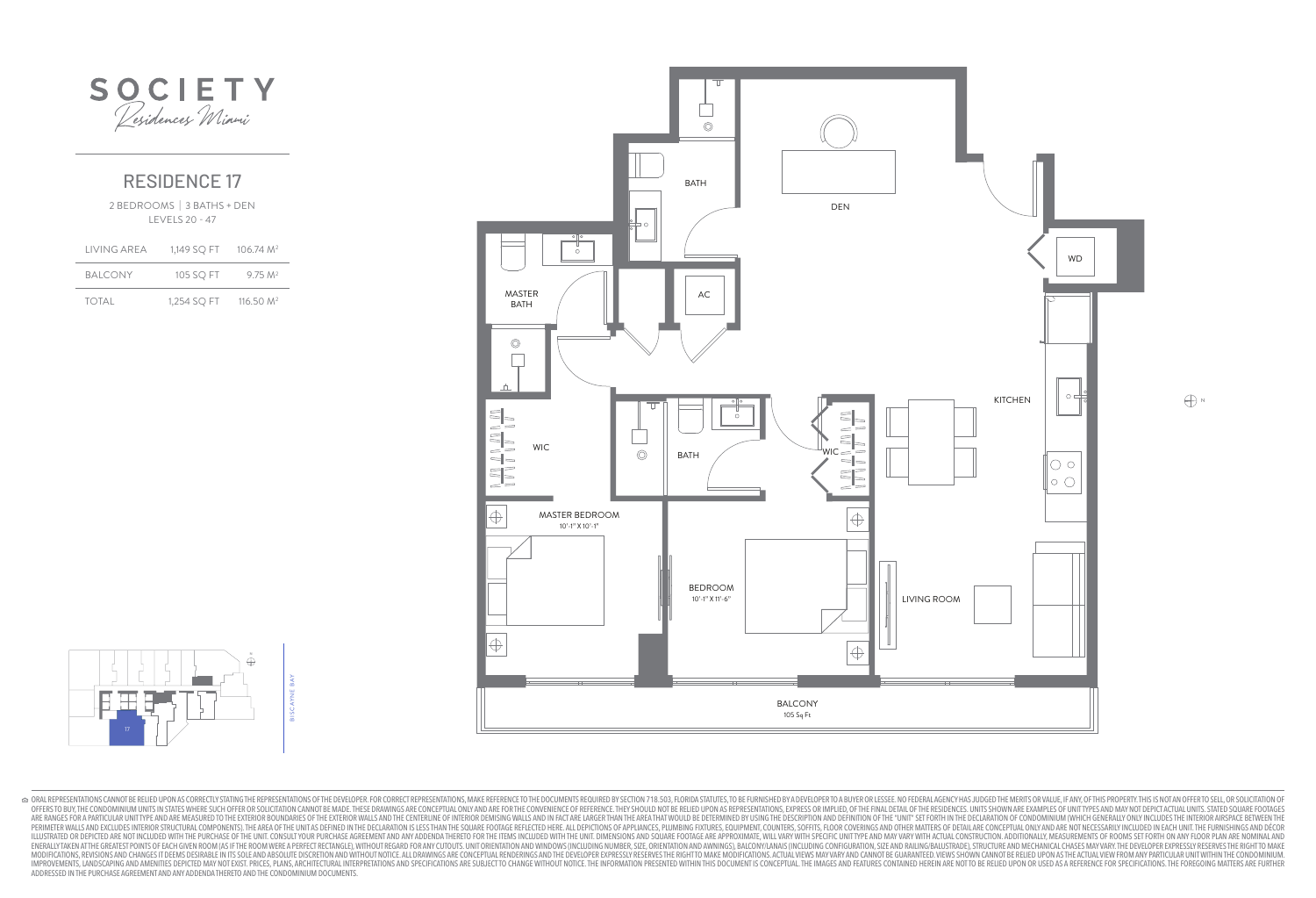# SOCIETY
*Residences Miami*

## RESIDENCE 17

2 BEDROOMS | 3 BATHS + DEN
LEVELS 20 - 47

| | | |
|---|---|---|
| LIVING AREA | 1,149 SQ FT | 106.74 M² |
| BALCONY | 105 SQ FT | 9.75 M² |
| TOTAL | 1,254 SQ FT | 116.50 M² |

BATH
DEN
WD
MASTER BATH
AC
KITCHEN
N
WIC
BATH
WIC
MASTER BEDROOM
10'-1" X 10'-1"
BEDROOM
10'-1" X 11'-6"
LIVING ROOM
BALCONY
105 Sq Ft

17
BISCAYNE BAY

ORAL REPRESENTATIONS CANNOT BE RELIED UPON AS CORRECTLY STATING THE REPRESENTATIONS OF THE DEVELOPER. FOR CORRECT REPRESENTATIONS, MAKE REFERENCE TO THE DOCUMENTS REQUIRED BY SECTION 718.503, FLORIDA STATUTES, TO BE FURNISHED BY A DEVELOPER TO A BUYER OR LESSEE. NO FEDERAL AGENCY HAS JUDGED THE MERITS OR VALUE, IF ANY, OF THIS PROPERTY. THIS IS NOT AN OFFER TO SELL, OR SOLICITATION OF OFFERS TO BUY, THE CONDOMINIUM UNITS IN STATES WHERE SUCH OFFER OR SOLICITATION CANNOT BE MADE. THESE DRAWINGS ARE CONCEPTUAL ONLY AND ARE FOR THE CONVENIENCE OF REFERENCE. THEY SHOULD NOT BE RELIED UPON AS REPRESENTATIONS, EXPRESS OR IMPLIED, OF THE FINAL DETAIL OF THE RESIDENCES. UNITS SHOWN ARE EXAMPLES OF UNIT TYPES AND MAY NOT DEPICT ACTUAL UNITS. STATED SQUARE FOOTAGES ARE RANGES FOR A PARTICULAR UNIT TYPE AND ARE MEASURED TO THE EXTERIOR BOUNDARIES OF THE EXTERIOR WALLS AND THE CENTERLINE OF INTERIOR DEMISING WALLS AND IN FACT ARE LARGER THAN THE AREA THAT WOULD BE DETERMINED BY USING THE DESCRIPTION AND DEFINITION OF THE "UNIT" SET FORTH IN THE DECLARATION OF CONDOMINIUM (WHICH GENERALLY ONLY INCLUDES THE INTERIOR AIRSPACE BETWEEN THE PERIMETER WALLS AND EXCLUDES INTERIOR STRUCTURAL COMPONENTS). THE AREA OF THE UNIT AS DEFINED IN THE DECLARATION IS LESS THAN THE SQUARE FOOTAGE REFLECTED HERE. ALL DEPICTIONS OF APPLIANCES, PLUMBING FIXTURES, EQUIPMENT, COUNTERS, SOFFITS, FLOOR COVERINGS AND OTHER MATTERS OF DETAIL ARE CONCEPTUAL ONLY AND ARE NOT NECESSARILY INCLUDED IN EACH UNIT. THE FURNISHINGS AND DÉCOR ILLUSTRATED OR DEPICTED ARE NOT INCLUDED WITH THE PURCHASE OF THE UNIT. CONSULT YOUR PURCHASE AGREEMENT AND ANY ADDENDA THERETO FOR THE ITEMS INCLUDED WITH THE UNIT. DIMENSIONS AND SQUARE FOOTAGE ARE APPROXIMATE, WILL VARY WITH SPECIFIC UNIT TYPE AND MAY VARY WITH ACTUAL CONSTRUCTION. ADDITIONALLY, MEASUREMENTS OF ROOMS SET FORTH ON ANY FLOOR PLAN ARE NOMINAL AND GENERALLY TAKEN AT THE GREATEST POINTS OF EACH GIVEN ROOM (AS IF THE ROOM WERE A PERFECT RECTANGLE), WITHOUT REGARD FOR ANY CUTOUTS. UNIT ORIENTATION AND WINDOWS (INCLUDING NUMBER, SIZE, ORIENTATION AND AWNINGS), BALCONY/LANAIS (INCLUDING CONFIGURATION, SIZE AND RAILING/BALUSTRADE), STRUCTURE AND MECHANICAL CHASES MAY VARY. THE DEVELOPER EXPRESSLY RESERVES THE RIGHT TO MAKE MODIFICATIONS, REVISIONS AND CHANGES IT DEEMS DESIRABLE IN ITS SOLE AND ABSOLUTE DISCRETION AND WITHOUT NOTICE. ALL DRAWINGS ARE CONCEPTUAL RENDERINGS AND THE DEVELOPER EXPRESSLY RESERVES THE RIGHT TO MAKE MODIFICATIONS. ACTUAL VIEWS MAY VARY AND CANNOT BE GUARANTEED. VIEWS SHOWN CANNOT BE RELIED UPON AS THE ACTUAL VIEW FROM ANY PARTICULAR UNIT WITHIN THE CONDOMINIUM. IMPROVEMENTS, LANDSCAPING AND AMENITIES DEPICTED MAY NOT EXIST. PRICES, PLANS, ARCHITECTURAL INTERPRETATIONS AND SPECIFICATIONS ARE SUBJECT TO CHANGE WITHOUT NOTICE. THE INFORMATION PRESENTED WITHIN THIS DOCUMENT IS CONCEPTUAL. THE IMAGES AND FEATURES CONTAINED HEREIN ARE NOT TO BE RELIED UPON OR USED AS A REFERENCE FOR SPECIFICATIONS. THE FOREGOING MATTERS ARE FURTHER ADDRESSED IN THE PURCHASE AGREEMENT AND ANY ADDENDA THERETO AND THE CONDOMINIUM DOCUMENTS.